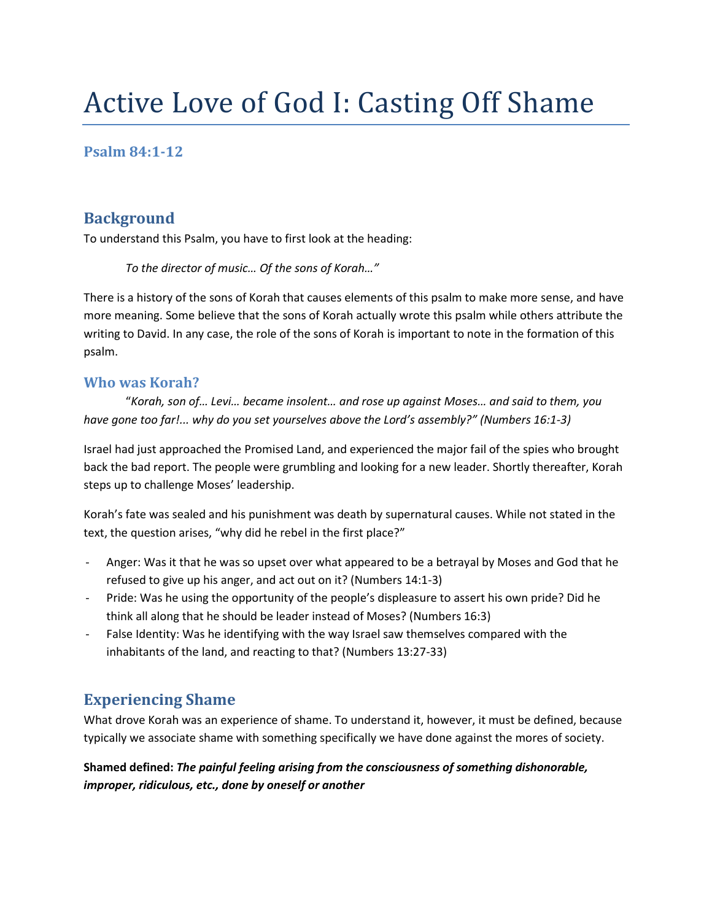# Active Love of God I: Casting Off Shame

### Psalm 84:1-12

## Background

To understand this Psalm, you have to first look at the heading:

> *To the director of music… Of the sons of Korah…"*

There is a history of the sons of Korah that causes elements of this psalm to make more sense, and have more meaning. Some believe that the sons of Korah actually wrote this psalm while others attribute the writing to David. In any case, the role of the sons of Korah is important to note in the formation of this psalm.

### Who was Korah?

"*Korah, son of… Levi… became insolent… and rose up against Moses… and said to them, you have gone too far!... why do you set yourselves above the Lord's assembly?" (Numbers 16:1-3)*

Israel had just approached the Promised Land, and experienced the major fail of the spies who brought back the bad report. The people were grumbling and looking for a new leader. Shortly thereafter, Korah steps up to challenge Moses' leadership.

Korah's fate was sealed and his punishment was death by supernatural causes. While not stated in the text, the question arises, "why did he rebel in the first place?"

- Anger: Was it that he was so upset over what appeared to be a betrayal by Moses and God that he refused to give up his anger, and act out on it? (Numbers 14:1-3)
- Pride: Was he using the opportunity of the people's displeasure to assert his own pride? Did he think all along that he should be leader instead of Moses? (Numbers 16:3)
- False Identity: Was he identifying with the way Israel saw themselves compared with the inhabitants of the land, and reacting to that? (Numbers 13:27-33)

## Experiencing Shame

What drove Korah was an experience of shame. To understand it, however, it must be defined, because typically we associate shame with something specifically we have done against the mores of society.

**Shamed defined: *The painful feeling arising from the consciousness of something dishonorable, improper, ridiculous, etc., done by oneself or another***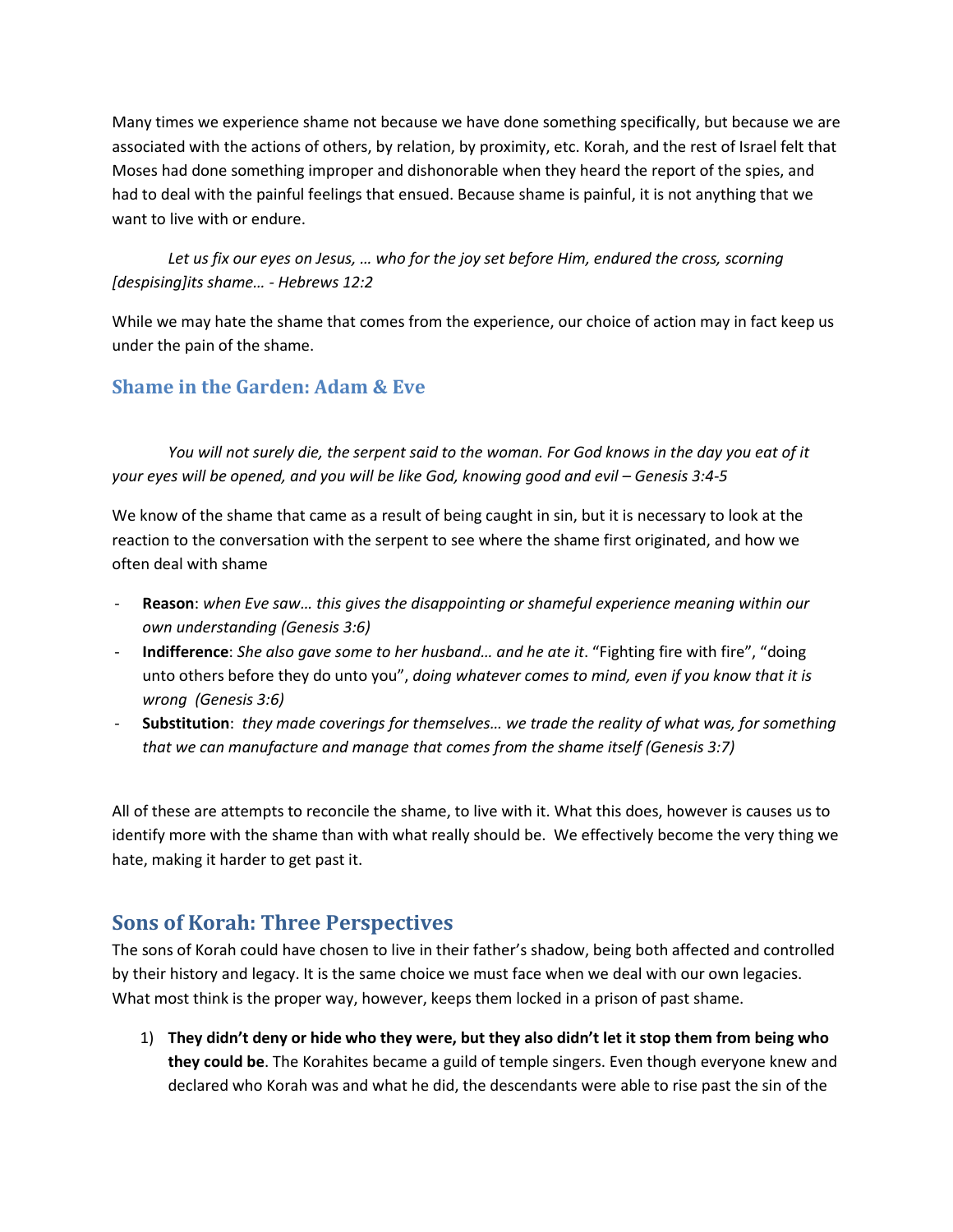Many times we experience shame not because we have done something specifically, but because we are associated with the actions of others, by relation, by proximity, etc. Korah, and the rest of Israel felt that Moses had done something improper and dishonorable when they heard the report of the spies, and had to deal with the painful feelings that ensued. Because shame is painful, it is not anything that we want to live with or endure.

> *Let us fix our eyes on Jesus, … who for the joy set before Him, endured the cross, scorning [despising]its shame… - Hebrews 12:2*

While we may hate the shame that comes from the experience, our choice of action may in fact keep us under the pain of the shame.

### Shame in the Garden: Adam & Eve

> *You will not surely die, the serpent said to the woman. For God knows in the day you eat of it your eyes will be opened, and you will be like God, knowing good and evil – Genesis 3:4-5*

We know of the shame that came as a result of being caught in sin, but it is necessary to look at the reaction to the conversation with the serpent to see where the shame first originated, and how we often deal with shame

- **Reason**: *when Eve saw… this gives the disappointing or shameful experience meaning within our own understanding (Genesis 3:6)*
- **Indifference**: *She also gave some to her husband… and he ate it*. "Fighting fire with fire", "doing unto others before they do unto you", *doing whatever comes to mind, even if you know that it is wrong (Genesis 3:6)*
- **Substitution**: *they made coverings for themselves… we trade the reality of what was, for something that we can manufacture and manage that comes from the shame itself (Genesis 3:7)*

All of these are attempts to reconcile the shame, to live with it. What this does, however is causes us to identify more with the shame than with what really should be. We effectively become the very thing we hate, making it harder to get past it.

## Sons of Korah: Three Perspectives

The sons of Korah could have chosen to live in their father's shadow, being both affected and controlled by their history and legacy. It is the same choice we must face when we deal with our own legacies. What most think is the proper way, however, keeps them locked in a prison of past shame.

1) **They didn't deny or hide who they were, but they also didn't let it stop them from being who they could be**. The Korahites became a guild of temple singers. Even though everyone knew and declared who Korah was and what he did, the descendants were able to rise past the sin of the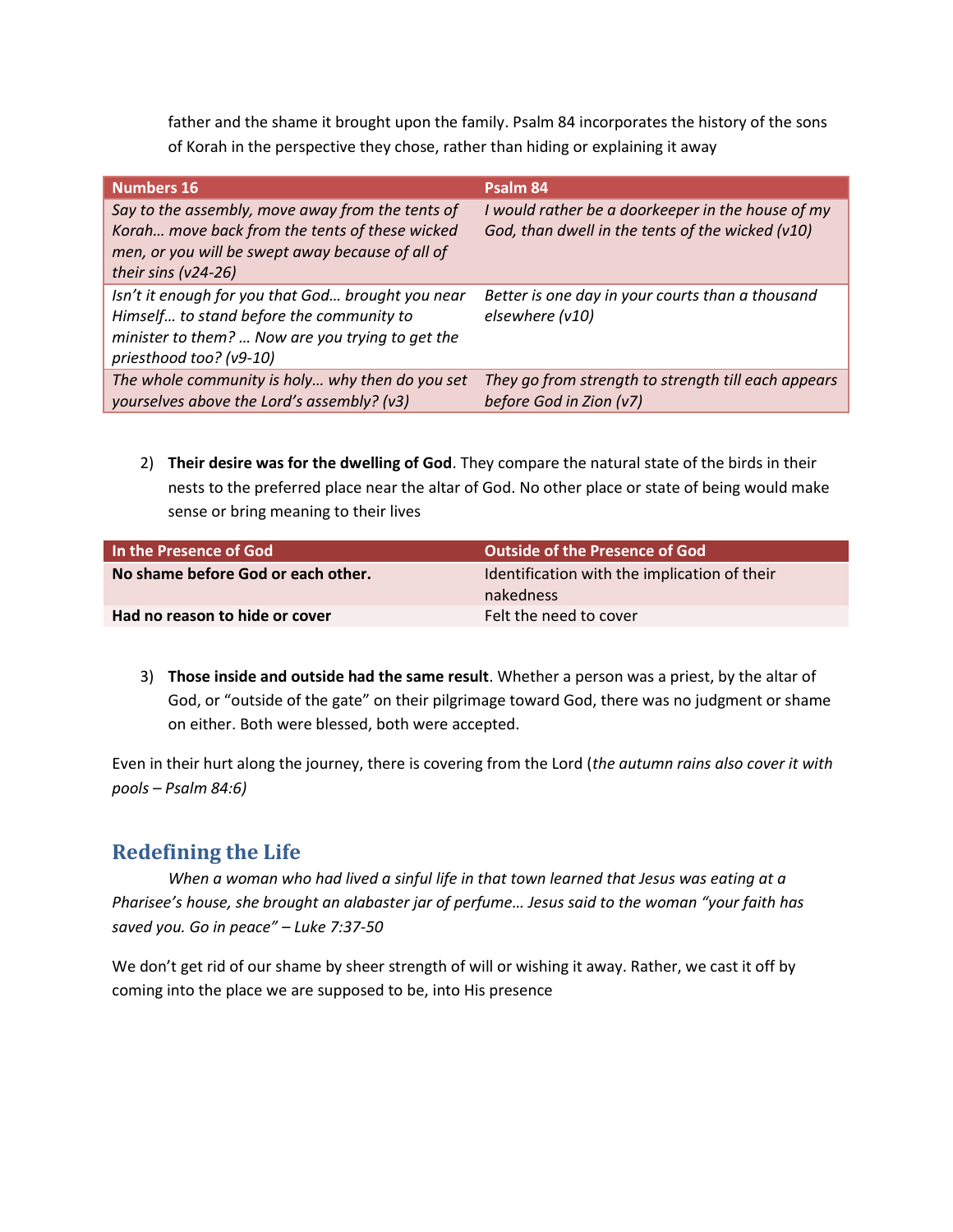father and the shame it brought upon the family. Psalm 84 incorporates the history of the sons of Korah in the perspective they chose, rather than hiding or explaining it away

| Numbers 16 | Psalm 84 |
| --- | --- |
| *Say to the assembly, move away from the tents of Korah… move back from the tents of these wicked men, or you will be swept away because of all of their sins (v24-26)* | *I would rather be a doorkeeper in the house of my God, than dwell in the tents of the wicked (v10)* |
| *Isn't it enough for you that God… brought you near Himself… to stand before the community to minister to them? … Now are you trying to get the priesthood too? (v9-10)* | *Better is one day in your courts than a thousand elsewhere (v10)* |
| *The whole community is holy… why then do you set yourselves above the Lord's assembly? (v3)* | *They go from strength to strength till each appears before God in Zion (v7)* |

2) **Their desire was for the dwelling of God**. They compare the natural state of the birds in their nests to the preferred place near the altar of God. No other place or state of being would make sense or bring meaning to their lives

| In the Presence of God | Outside of the Presence of God |
| --- | --- |
| **No shame before God or each other.** | Identification with the implication of their nakedness |
| **Had no reason to hide or cover** | Felt the need to cover |

3) **Those inside and outside had the same result**. Whether a person was a priest, by the altar of God, or "outside of the gate" on their pilgrimage toward God, there was no judgment or shame on either. Both were blessed, both were accepted.

Even in their hurt along the journey, there is covering from the Lord (*the autumn rains also cover it with pools – Psalm 84:6)*

## Redefining the Life

*When a woman who had lived a sinful life in that town learned that Jesus was eating at a Pharisee's house, she brought an alabaster jar of perfume… Jesus said to the woman "your faith has saved you. Go in peace" – Luke 7:37-50*

We don't get rid of our shame by sheer strength of will or wishing it away. Rather, we cast it off by coming into the place we are supposed to be, into His presence